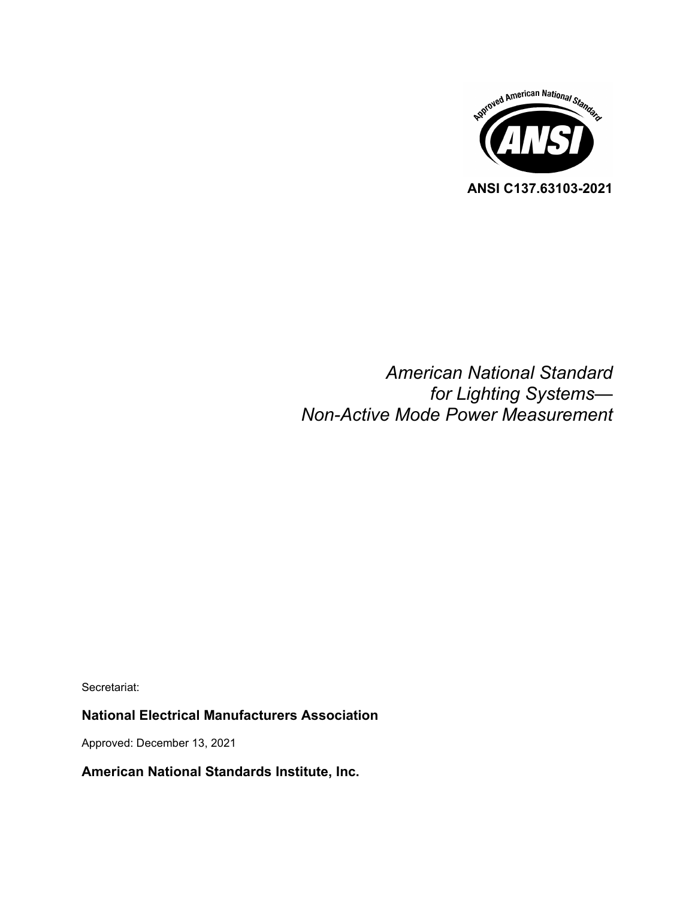Approved American National Standard

ANSI

**ANSI C137.63103-2021**

*American National Standard*
*for Lighting Systems—*
*Non-Active Mode Power Measurement*

Secretariat:

**National Electrical Manufacturers Association**

Approved: December 13, 2021

**American National Standards Institute, Inc.**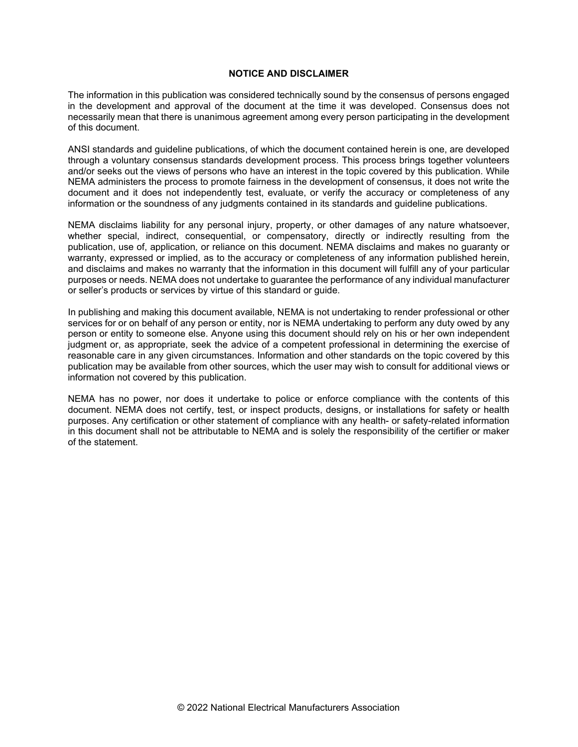## NOTICE AND DISCLAIMER

The information in this publication was considered technically sound by the consensus of persons engaged in the development and approval of the document at the time it was developed. Consensus does not necessarily mean that there is unanimous agreement among every person participating in the development of this document.

ANSI standards and guideline publications, of which the document contained herein is one, are developed through a voluntary consensus standards development process. This process brings together volunteers and/or seeks out the views of persons who have an interest in the topic covered by this publication. While NEMA administers the process to promote fairness in the development of consensus, it does not write the document and it does not independently test, evaluate, or verify the accuracy or completeness of any information or the soundness of any judgments contained in its standards and guideline publications.

NEMA disclaims liability for any personal injury, property, or other damages of any nature whatsoever, whether special, indirect, consequential, or compensatory, directly or indirectly resulting from the publication, use of, application, or reliance on this document. NEMA disclaims and makes no guaranty or warranty, expressed or implied, as to the accuracy or completeness of any information published herein, and disclaims and makes no warranty that the information in this document will fulfill any of your particular purposes or needs. NEMA does not undertake to guarantee the performance of any individual manufacturer or seller's products or services by virtue of this standard or guide.

In publishing and making this document available, NEMA is not undertaking to render professional or other services for or on behalf of any person or entity, nor is NEMA undertaking to perform any duty owed by any person or entity to someone else. Anyone using this document should rely on his or her own independent judgment or, as appropriate, seek the advice of a competent professional in determining the exercise of reasonable care in any given circumstances. Information and other standards on the topic covered by this publication may be available from other sources, which the user may wish to consult for additional views or information not covered by this publication.

NEMA has no power, nor does it undertake to police or enforce compliance with the contents of this document. NEMA does not certify, test, or inspect products, designs, or installations for safety or health purposes. Any certification or other statement of compliance with any health- or safety-related information in this document shall not be attributable to NEMA and is solely the responsibility of the certifier or maker of the statement.

© 2022 National Electrical Manufacturers Association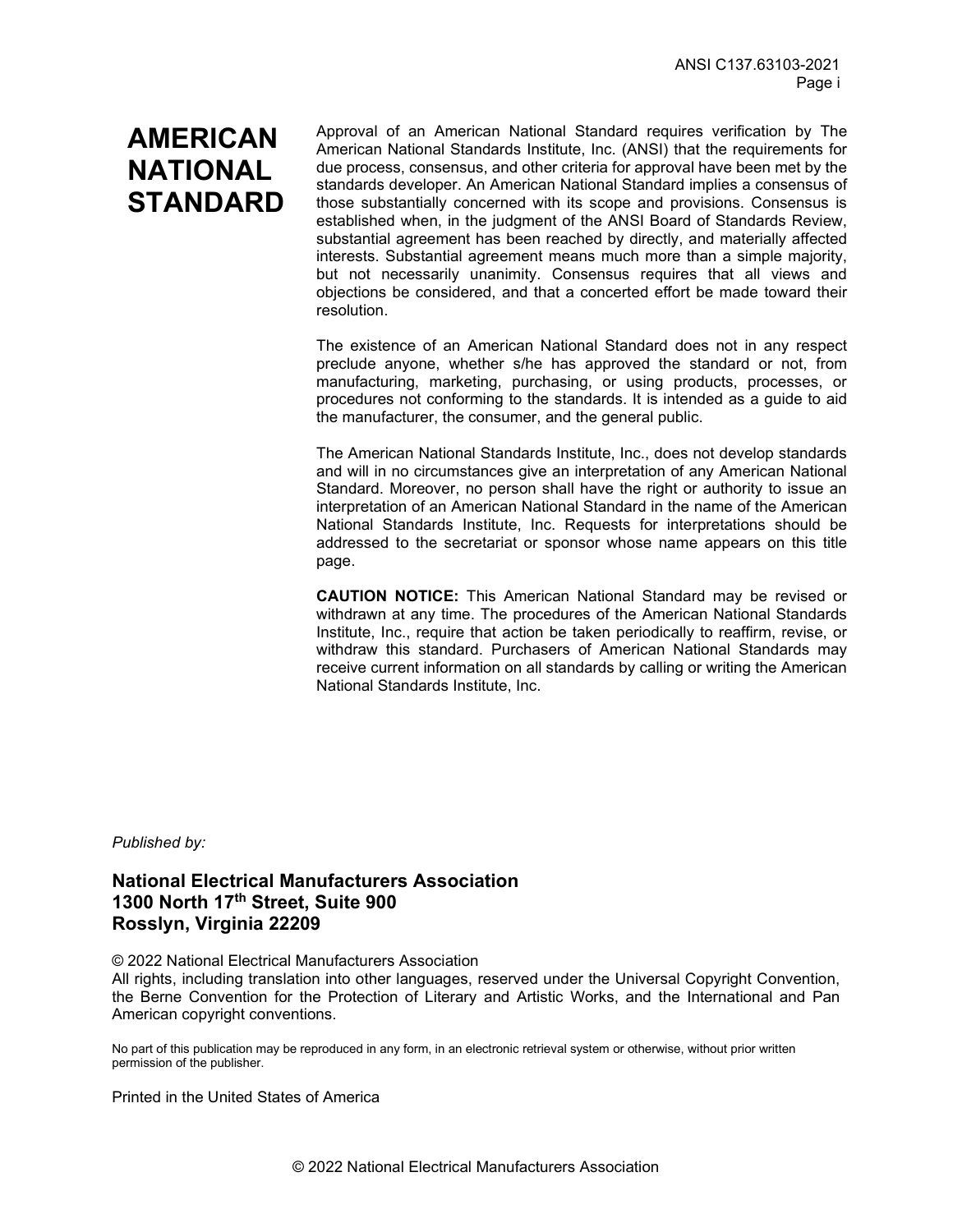# AMERICAN NATIONAL STANDARD

Approval of an American National Standard requires verification by The American National Standards Institute, Inc. (ANSI) that the requirements for due process, consensus, and other criteria for approval have been met by the standards developer. An American National Standard implies a consensus of those substantially concerned with its scope and provisions. Consensus is established when, in the judgment of the ANSI Board of Standards Review, substantial agreement has been reached by directly, and materially affected interests. Substantial agreement means much more than a simple majority, but not necessarily unanimity. Consensus requires that all views and objections be considered, and that a concerted effort be made toward their resolution.

The existence of an American National Standard does not in any respect preclude anyone, whether s/he has approved the standard or not, from manufacturing, marketing, purchasing, or using products, processes, or procedures not conforming to the standards. It is intended as a guide to aid the manufacturer, the consumer, and the general public.

The American National Standards Institute, Inc., does not develop standards and will in no circumstances give an interpretation of any American National Standard. Moreover, no person shall have the right or authority to issue an interpretation of an American National Standard in the name of the American National Standards Institute, Inc. Requests for interpretations should be addressed to the secretariat or sponsor whose name appears on this title page.

**CAUTION NOTICE:** This American National Standard may be revised or withdrawn at any time. The procedures of the American National Standards Institute, Inc., require that action be taken periodically to reaffirm, revise, or withdraw this standard. Purchasers of American National Standards may receive current information on all standards by calling or writing the American National Standards Institute, Inc.

*Published by:*

**National Electrical Manufacturers Association**
**1300 North 17th Street, Suite 900**
**Rosslyn, Virginia 22209**

© 2022 National Electrical Manufacturers Association
All rights, including translation into other languages, reserved under the Universal Copyright Convention, the Berne Convention for the Protection of Literary and Artistic Works, and the International and Pan American copyright conventions.

No part of this publication may be reproduced in any form, in an electronic retrieval system or otherwise, without prior written permission of the publisher.

Printed in the United States of America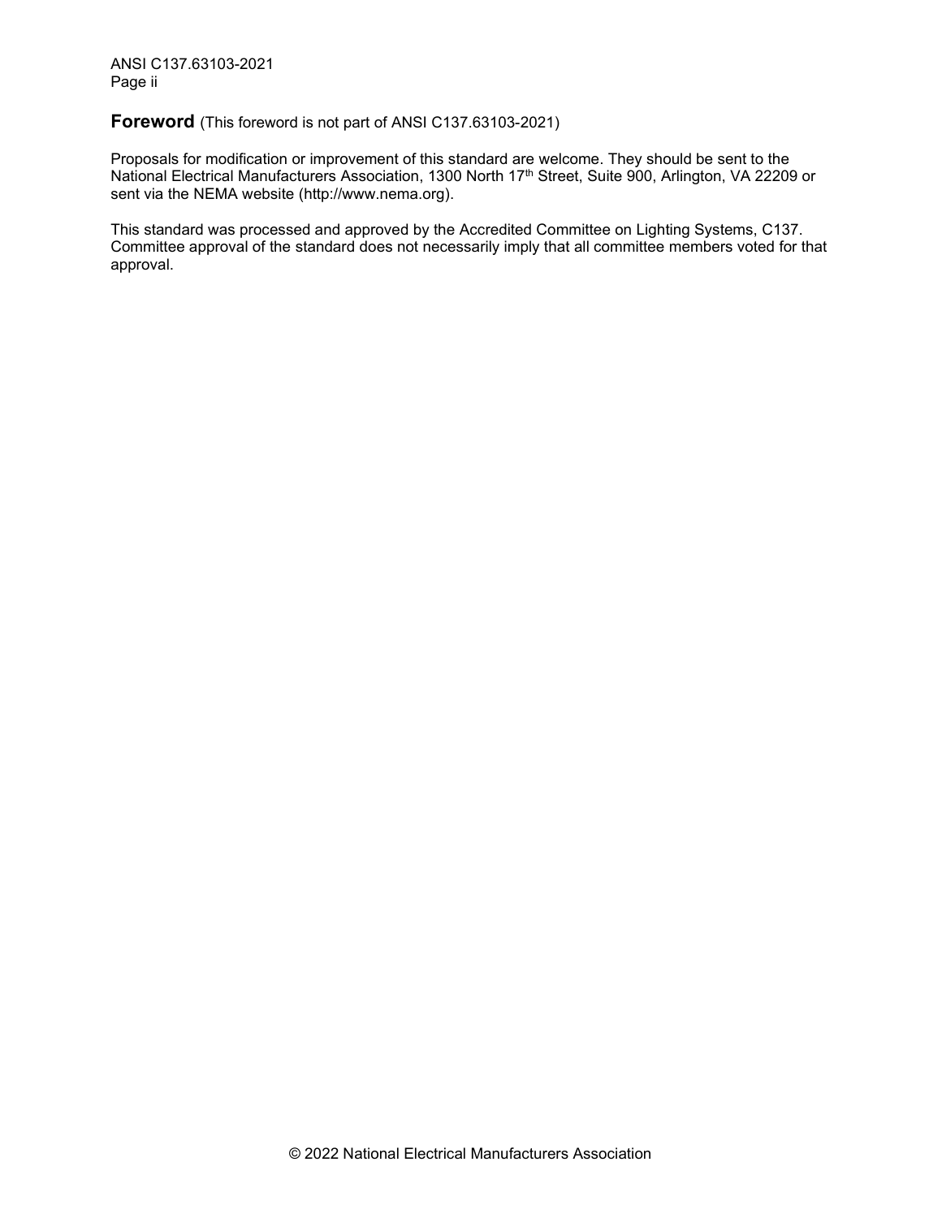## **Foreword** (This foreword is not part of ANSI C137.63103-2021)

Proposals for modification or improvement of this standard are welcome. They should be sent to the National Electrical Manufacturers Association, 1300 North 17th Street, Suite 900, Arlington, VA 22209 or sent via the NEMA website (http://www.nema.org).

This standard was processed and approved by the Accredited Committee on Lighting Systems, C137. Committee approval of the standard does not necessarily imply that all committee members voted for that approval.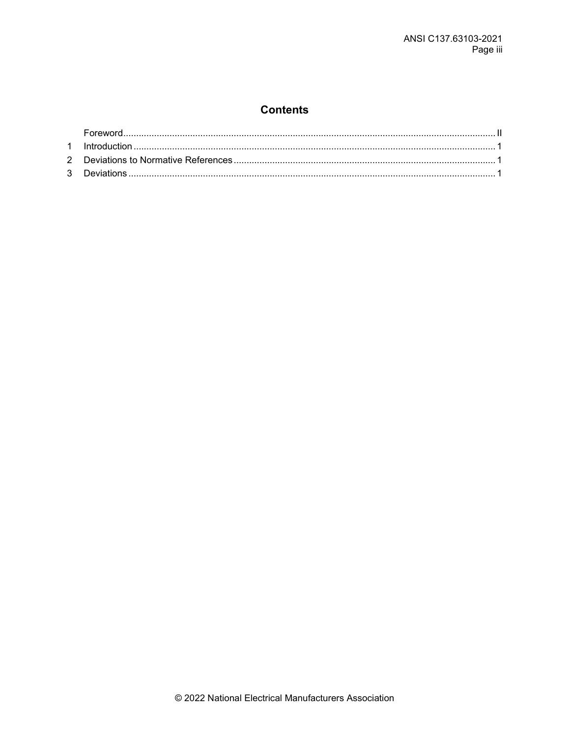## Contents

| | | |
|---|---|---|
| | Foreword | II |
| 1 | Introduction | 1 |
| 2 | Deviations to Normative References | 1 |
| 3 | Deviations | 1 |

© 2022 National Electrical Manufacturers Association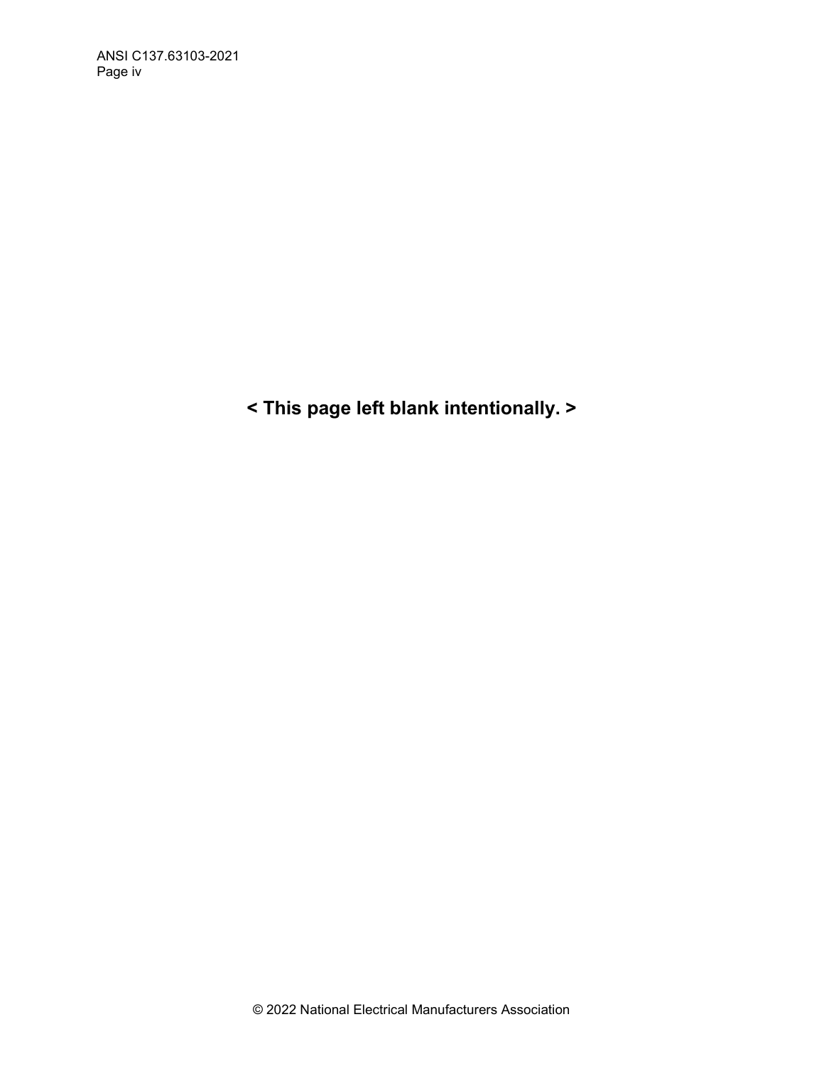< This page left blank intentionally. >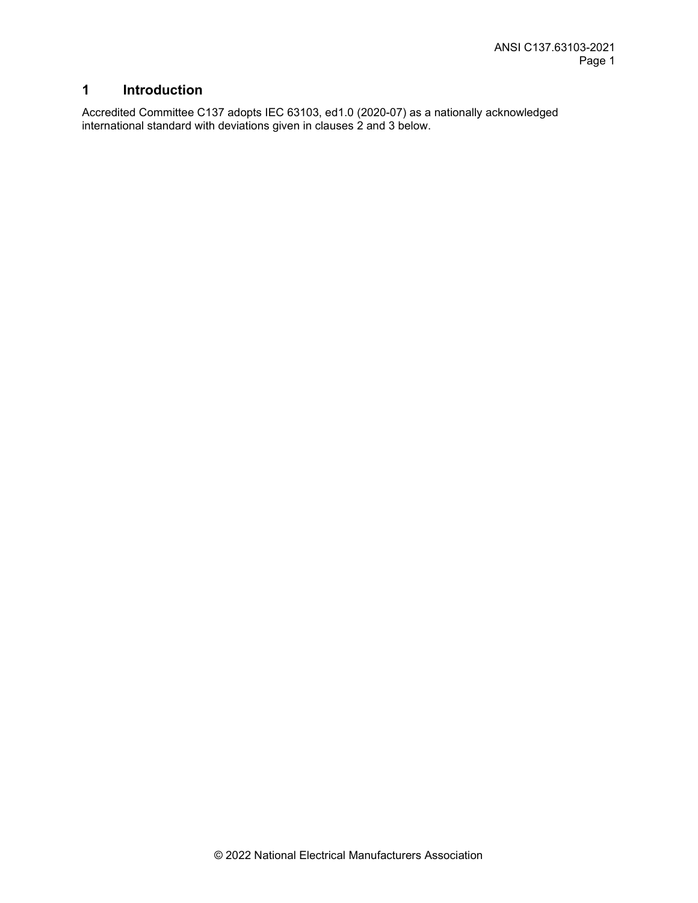# 1 Introduction

Accredited Committee C137 adopts IEC 63103, ed1.0 (2020-07) as a nationally acknowledged international standard with deviations given in clauses 2 and 3 below.